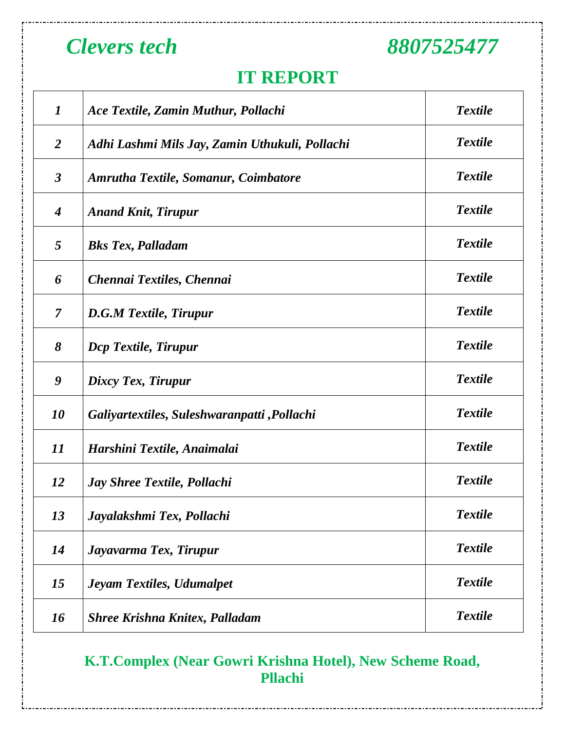*Clevers tech* *8807525477*

## IT REPORT

| | | |
|---|---|---|
| *1* | *Ace Textile, Zamin Muthur, Pollachi* | *Textile* |
| *2* | *Adhi Lashmi Mils Jay, Zamin Uthukuli, Pollachi* | *Textile* |
| *3* | *Amrutha Textile, Somanur, Coimbatore* | *Textile* |
| *4* | *Anand Knit, Tirupur* | *Textile* |
| *5* | *Bks Tex, Palladam* | *Textile* |
| *6* | *Chennai Textiles, Chennai* | *Textile* |
| *7* | *D.G.M Textile, Tirupur* | *Textile* |
| *8* | *Dcp Textile, Tirupur* | *Textile* |
| *9* | *Dixcy Tex, Tirupur* | *Textile* |
| *10* | *Galiyartextiles, Suleshwaranpatti ,Pollachi* | *Textile* |
| *11* | *Harshini Textile, Anaimalai* | *Textile* |
| *12* | *Jay Shree Textile, Pollachi* | *Textile* |
| *13* | *Jayalakshmi Tex, Pollachi* | *Textile* |
| *14* | *Jayavarma Tex, Tirupur* | *Textile* |
| *15* | *Jeyam Textiles, Udumalpet* | *Textile* |
| *16* | *Shree Krishna Knitex, Palladam* | *Textile* |

**K.T.Complex (Near Gowri Krishna Hotel), New Scheme Road, Pllachi**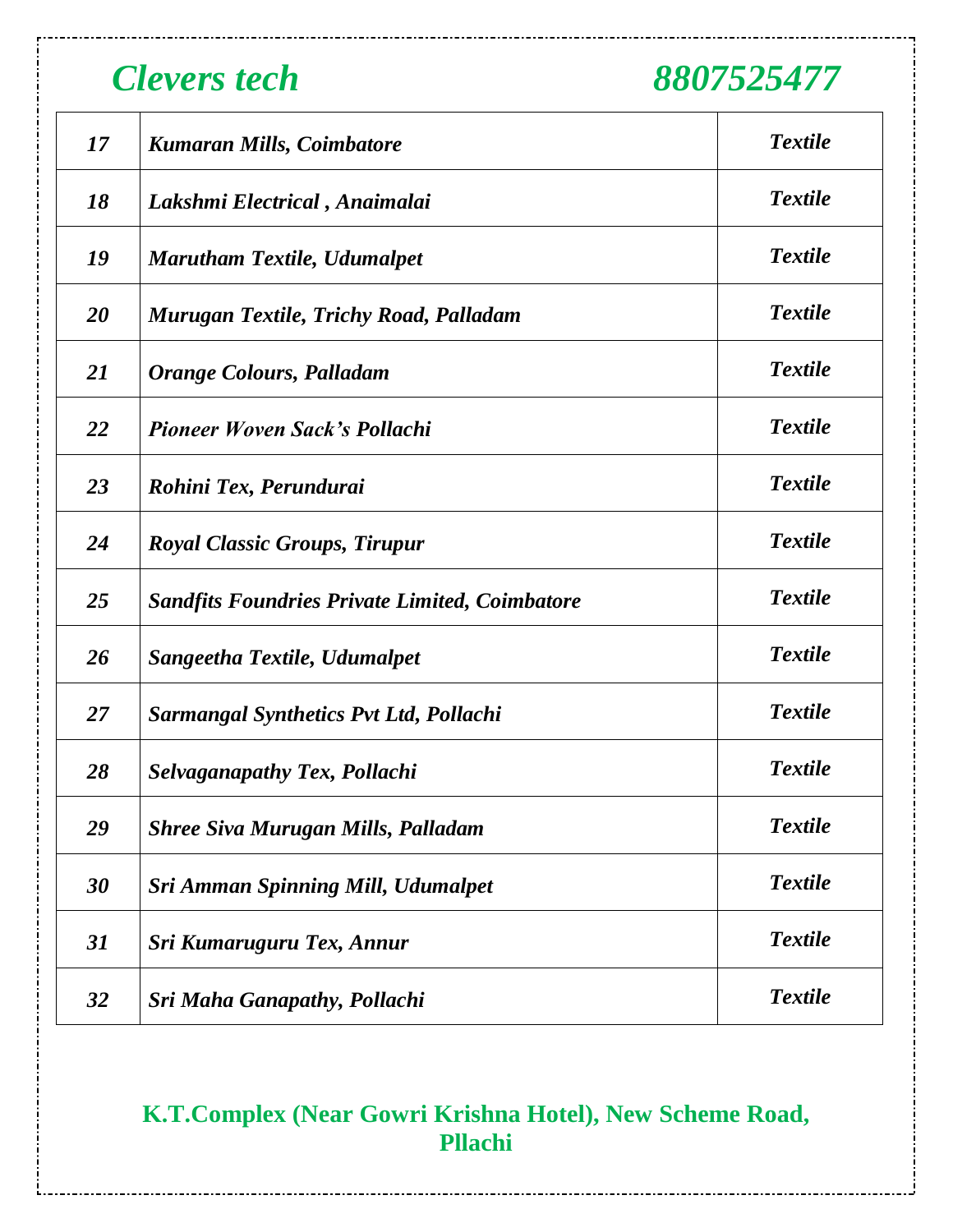*Clevers tech* *8807525477*

| | | |
|---|---|---|
| *17* | *Kumaran Mills, Coimbatore* | *Textile* |
| *18* | *Lakshmi Electrical , Anaimalai* | *Textile* |
| *19* | *Marutham Textile, Udumalpet* | *Textile* |
| *20* | *Murugan Textile, Trichy Road, Palladam* | *Textile* |
| *21* | *Orange Colours, Palladam* | *Textile* |
| *22* | *Pioneer Woven Sack's Pollachi* | *Textile* |
| *23* | *Rohini Tex, Perundurai* | *Textile* |
| *24* | *Royal Classic Groups, Tirupur* | *Textile* |
| *25* | *Sandfits Foundries Private Limited, Coimbatore* | *Textile* |
| *26* | *Sangeetha Textile, Udumalpet* | *Textile* |
| *27* | *Sarmangal Synthetics Pvt Ltd, Pollachi* | *Textile* |
| *28* | *Selvaganapathy Tex, Pollachi* | *Textile* |
| *29* | *Shree Siva Murugan Mills, Palladam* | *Textile* |
| *30* | *Sri Amman Spinning Mill, Udumalpet* | *Textile* |
| *31* | *Sri Kumaruguru Tex, Annur* | *Textile* |
| *32* | *Sri Maha Ganapathy, Pollachi* | *Textile* |

**K.T.Complex (Near Gowri Krishna Hotel), New Scheme Road, Pllachi**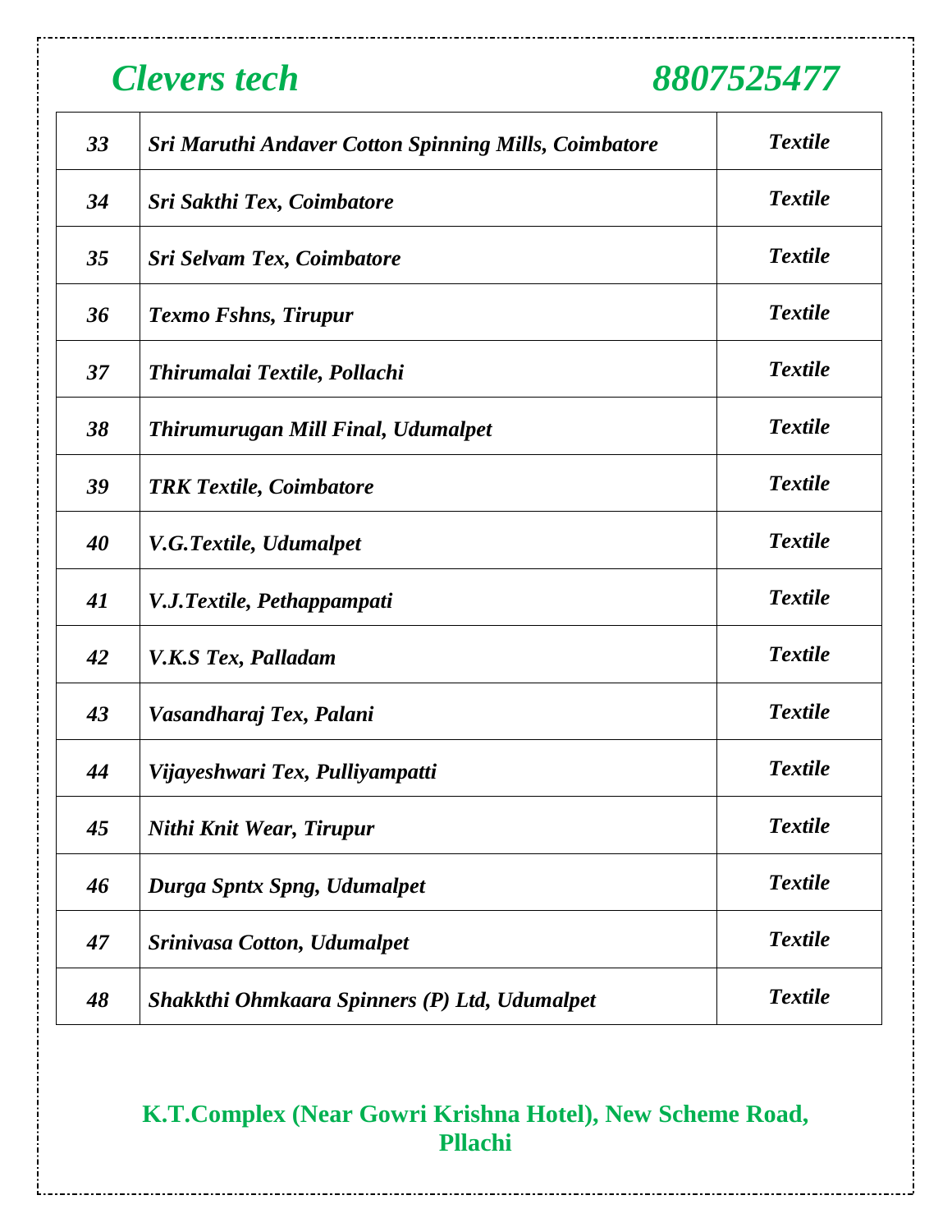*Clevers tech* *8807525477*

| | | |
|---|---|---|
| *33* | *Sri Maruthi Andaver Cotton Spinning Mills, Coimbatore* | *Textile* |
| *34* | *Sri Sakthi Tex, Coimbatore* | *Textile* |
| *35* | *Sri Selvam Tex, Coimbatore* | *Textile* |
| *36* | *Texmo Fshns, Tirupur* | *Textile* |
| *37* | *Thirumalai Textile, Pollachi* | *Textile* |
| *38* | *Thirumurugan Mill Final, Udumalpet* | *Textile* |
| *39* | *TRK Textile, Coimbatore* | *Textile* |
| *40* | *V.G.Textile, Udumalpet* | *Textile* |
| *41* | *V.J.Textile, Pethappampati* | *Textile* |
| *42* | *V.K.S Tex, Palladam* | *Textile* |
| *43* | *Vasandharaj Tex, Palani* | *Textile* |
| *44* | *Vijayeshwari Tex, Pulliyampatti* | *Textile* |
| *45* | *Nithi Knit Wear, Tirupur* | *Textile* |
| *46* | *Durga Spntx Spng, Udumalpet* | *Textile* |
| *47* | *Srinivasa Cotton, Udumalpet* | *Textile* |
| *48* | *Shakkthi Ohmkaara Spinners (P) Ltd, Udumalpet* | *Textile* |

**K.T.Complex (Near Gowri Krishna Hotel), New Scheme Road, Pllachi**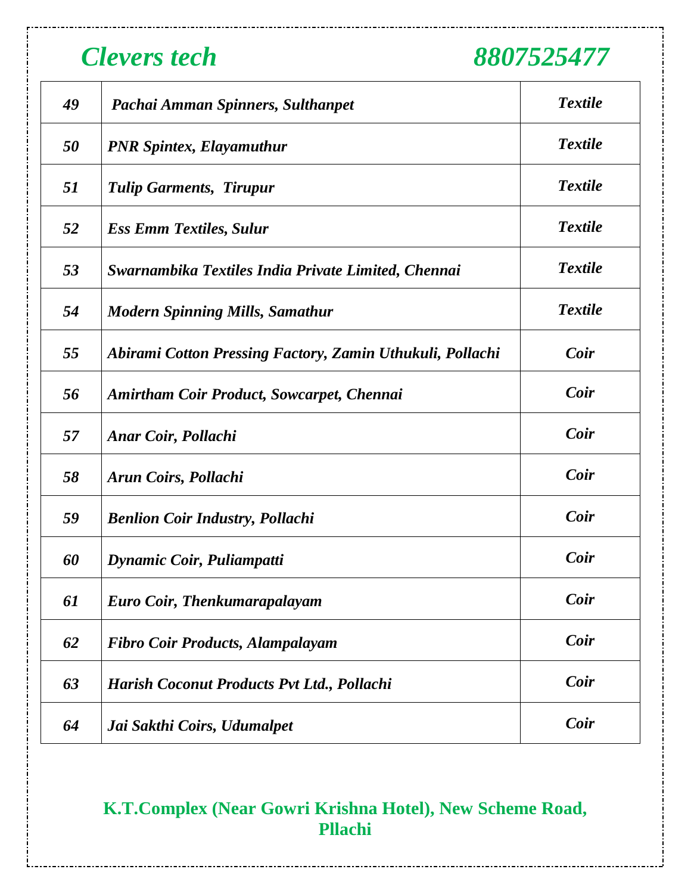| | | |
|---|---|---|
| *49* | ***Pachai Amman Spinners, Sulthanpet*** | ***Textile*** |
| *50* | ***PNR Spintex, Elayamuthur*** | ***Textile*** |
| *51* | ***Tulip Garments, Tirupur*** | ***Textile*** |
| *52* | ***Ess Emm Textiles, Sulur*** | ***Textile*** |
| *53* | ***Swarnambika Textiles India Private Limited, Chennai*** | ***Textile*** |
| *54* | ***Modern Spinning Mills, Samathur*** | ***Textile*** |
| *55* | ***Abirami Cotton Pressing Factory, Zamin Uthukuli, Pollachi*** | ***Coir*** |
| *56* | ***Amirtham Coir Product, Sowcarpet, Chennai*** | ***Coir*** |
| *57* | ***Anar Coir, Pollachi*** | ***Coir*** |
| *58* | ***Arun Coirs, Pollachi*** | ***Coir*** |
| *59* | ***Benlion Coir Industry, Pollachi*** | ***Coir*** |
| *60* | ***Dynamic Coir, Puliampatti*** | ***Coir*** |
| *61* | ***Euro Coir, Thenkumarapalayam*** | ***Coir*** |
| *62* | ***Fibro Coir Products, Alampalayam*** | ***Coir*** |
| *63* | ***Harish Coconut Products Pvt Ltd., Pollachi*** | ***Coir*** |
| *64* | ***Jai Sakthi Coirs, Udumalpet*** | ***Coir*** |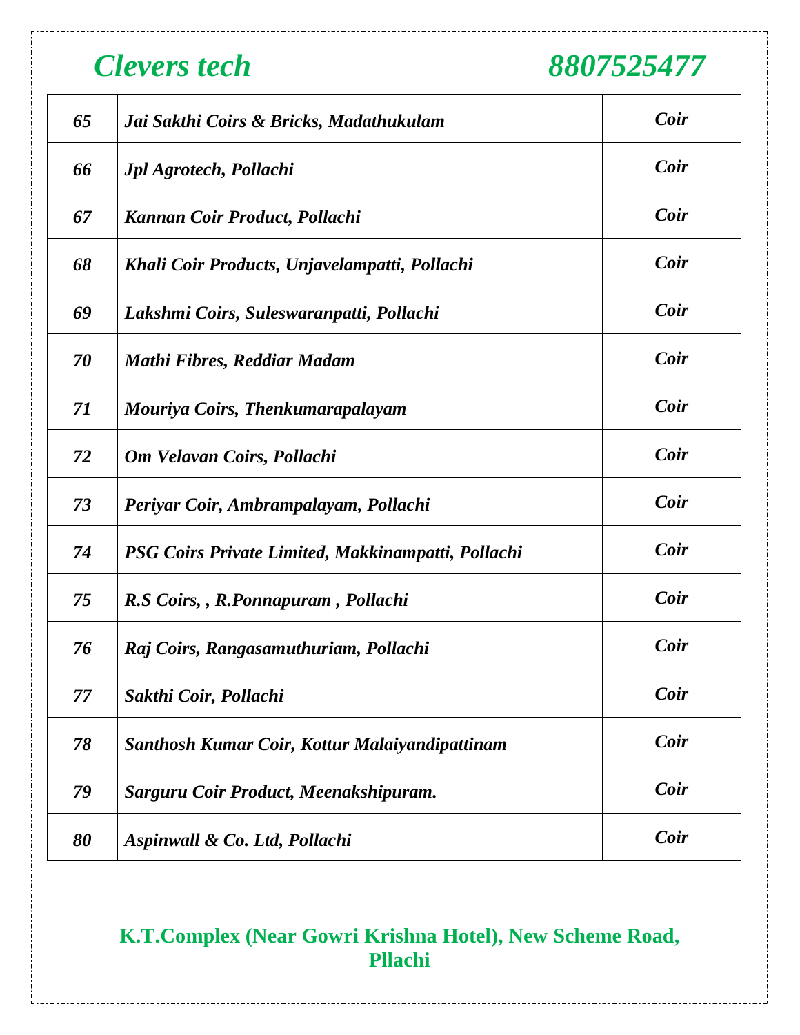| 65 | Jai Sakthi Coirs & Bricks, Madathukulam | Coir |
|---|---|---|
| 66 | Jpl Agrotech, Pollachi | Coir |
| 67 | Kannan Coir Product, Pollachi | Coir |
| 68 | Khali Coir Products, Unjavelampatti, Pollachi | Coir |
| 69 | Lakshmi Coirs, Suleswaranpatti, Pollachi | Coir |
| 70 | Mathi Fibres, Reddiar Madam | Coir |
| 71 | Mouriya Coirs, Thenkumarapalayam | Coir |
| 72 | Om Velavan Coirs, Pollachi | Coir |
| 73 | Periyar Coir, Ambrampalayam, Pollachi | Coir |
| 74 | PSG Coirs Private Limited, Makkinampatti, Pollachi | Coir |
| 75 | R.S Coirs, , R.Ponnapuram , Pollachi | Coir |
| 76 | Raj Coirs, Rangasamuthuriam, Pollachi | Coir |
| 77 | Sakthi Coir, Pollachi | Coir |
| 78 | Santhosh Kumar Coir, Kottur Malaiyandipattinam | Coir |
| 79 | Sarguru Coir Product, Meenakshipuram. | Coir |
| 80 | Aspinwall & Co. Ltd, Pollachi | Coir |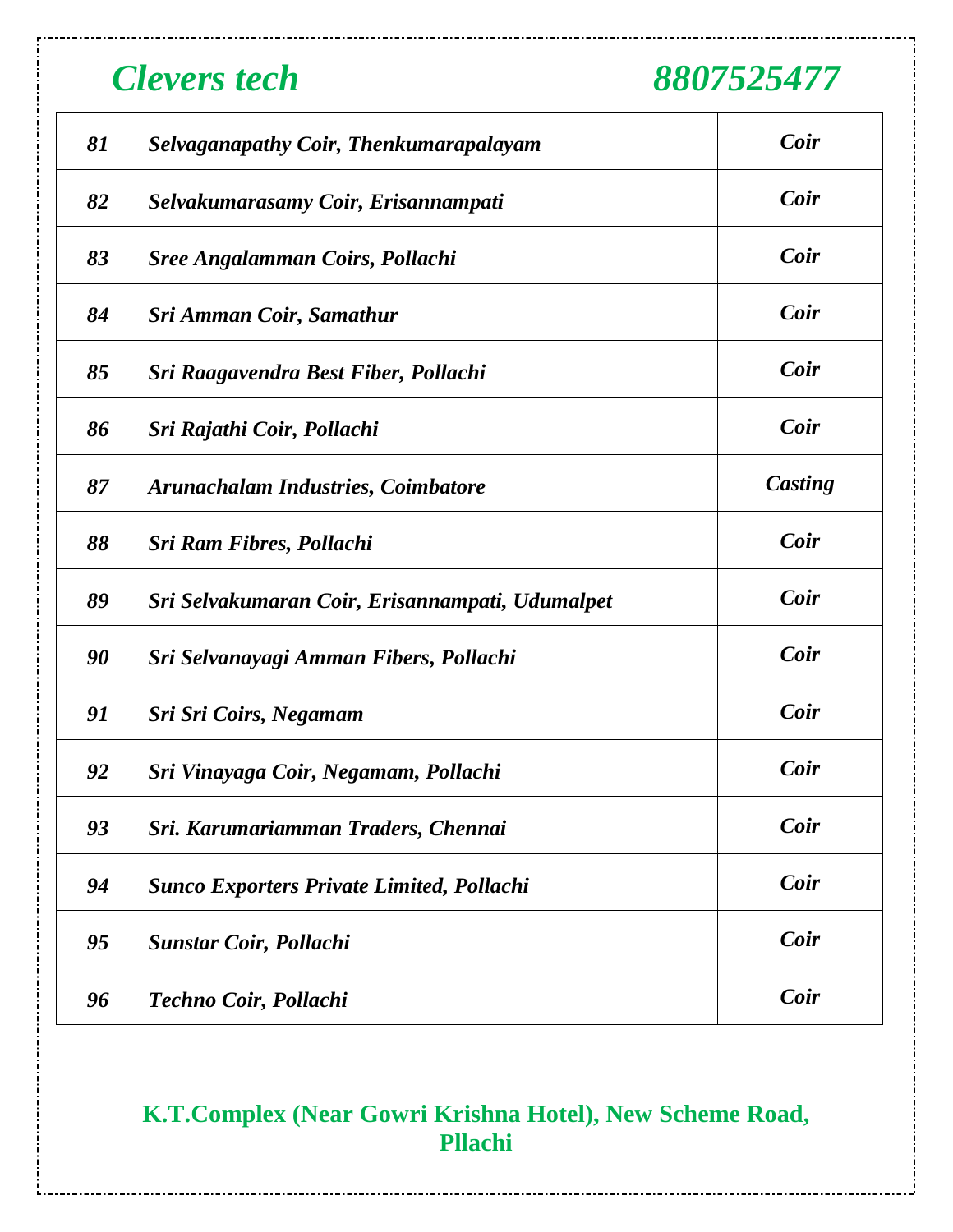***Clevers tech*** ***8807525477***

| | | |
|---|---|---|
| ***81*** | ***Selvaganapathy Coir, Thenkumarapalayam*** | ***Coir*** |
| ***82*** | ***Selvakumarasamy Coir, Erisannampati*** | ***Coir*** |
| ***83*** | ***Sree Angalamman Coirs, Pollachi*** | ***Coir*** |
| ***84*** | ***Sri Amman Coir, Samathur*** | ***Coir*** |
| ***85*** | ***Sri Raagavendra Best Fiber, Pollachi*** | ***Coir*** |
| ***86*** | ***Sri Rajathi Coir, Pollachi*** | ***Coir*** |
| ***87*** | ***Arunachalam Industries, Coimbatore*** | ***Casting*** |
| ***88*** | ***Sri Ram Fibres, Pollachi*** | ***Coir*** |
| ***89*** | ***Sri Selvakumaran Coir, Erisannampati, Udumalpet*** | ***Coir*** |
| ***90*** | ***Sri Selvanayagi Amman Fibers, Pollachi*** | ***Coir*** |
| ***91*** | ***Sri Sri Coirs, Negamam*** | ***Coir*** |
| ***92*** | ***Sri Vinayaga Coir, Negamam, Pollachi*** | ***Coir*** |
| ***93*** | ***Sri. Karumariamman Traders, Chennai*** | ***Coir*** |
| ***94*** | ***Sunco Exporters Private Limited, Pollachi*** | ***Coir*** |
| ***95*** | ***Sunstar Coir, Pollachi*** | ***Coir*** |
| ***96*** | ***Techno Coir, Pollachi*** | ***Coir*** |

**K.T.Complex (Near Gowri Krishna Hotel), New Scheme Road, Pllachi**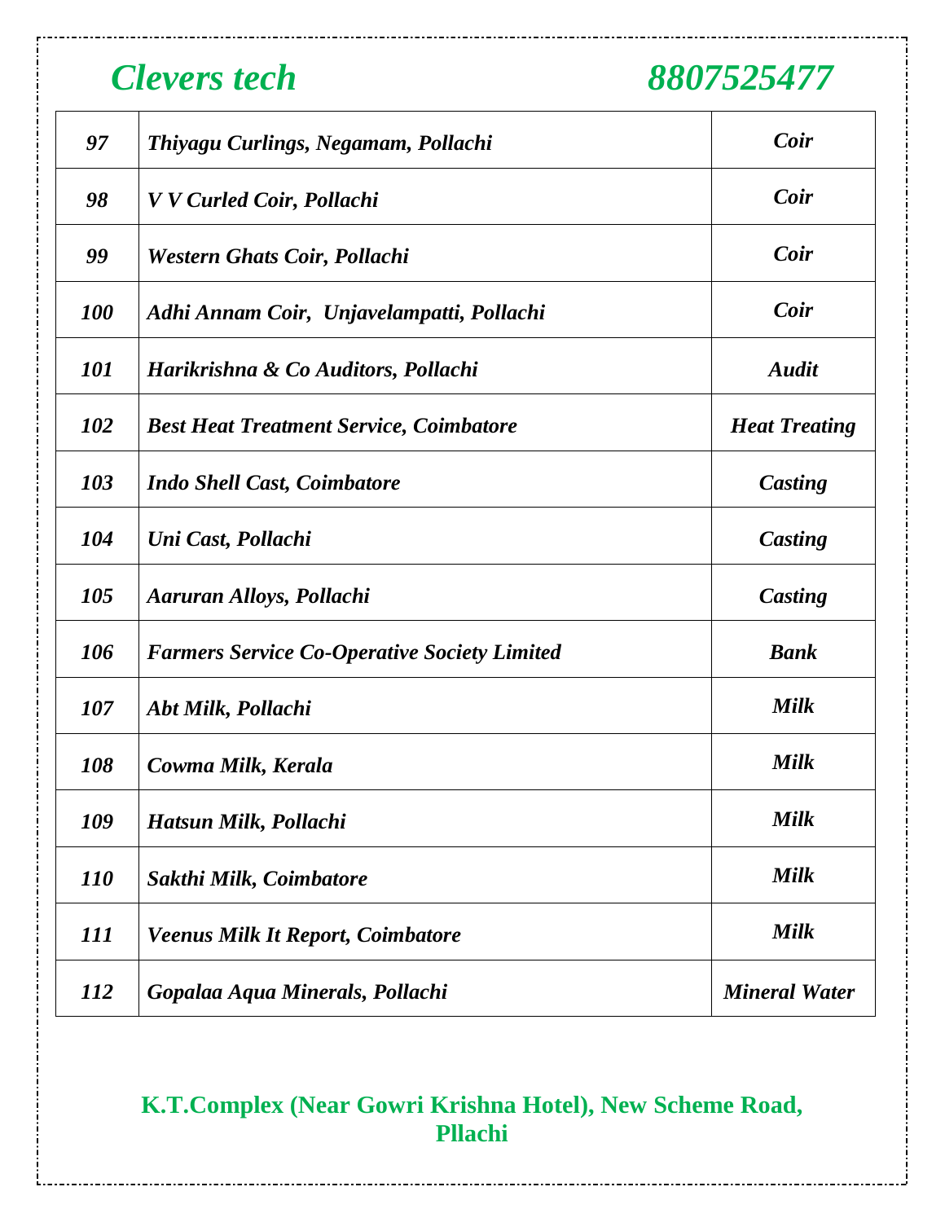*Clevers tech* *8807525477*

| | | |
|---|---|---|
| *97* | *Thiyagu Curlings, Negamam, Pollachi* | *Coir* |
| *98* | *V V Curled Coir, Pollachi* | *Coir* |
| *99* | *Western Ghats Coir, Pollachi* | *Coir* |
| *100* | *Adhi Annam Coir, Unjavelampatti, Pollachi* | *Coir* |
| *101* | *Harikrishna & Co Auditors, Pollachi* | *Audit* |
| *102* | *Best Heat Treatment Service, Coimbatore* | *Heat Treating* |
| *103* | *Indo Shell Cast, Coimbatore* | *Casting* |
| *104* | *Uni Cast, Pollachi* | *Casting* |
| *105* | *Aaruran Alloys, Pollachi* | *Casting* |
| *106* | *Farmers Service Co-Operative Society Limited* | *Bank* |
| *107* | *Abt Milk, Pollachi* | *Milk* |
| *108* | *Cowma Milk, Kerala* | *Milk* |
| *109* | *Hatsun Milk, Pollachi* | *Milk* |
| *110* | *Sakthi Milk, Coimbatore* | *Milk* |
| *111* | *Veenus Milk It Report, Coimbatore* | *Milk* |
| *112* | *Gopalaa Aqua Minerals, Pollachi* | *Mineral Water* |

**K.T.Complex (Near Gowri Krishna Hotel), New Scheme Road, Pllachi**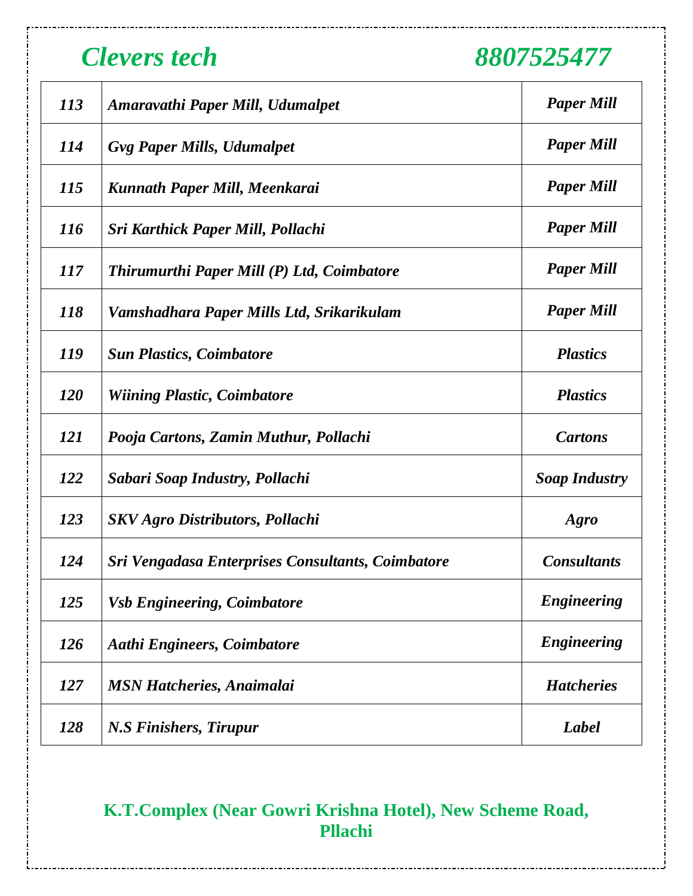*Clevers tech* *8807525477*

| | | |
|---|---|---|
| *113* | *Amaravathi Paper Mill, Udumalpet* | *Paper Mill* |
| *114* | *Gvg Paper Mills, Udumalpet* | *Paper Mill* |
| *115* | *Kunnath Paper Mill, Meenkarai* | *Paper Mill* |
| *116* | *Sri Karthick Paper Mill, Pollachi* | *Paper Mill* |
| *117* | *Thirumurthi Paper Mill (P) Ltd, Coimbatore* | *Paper Mill* |
| *118* | *Vamshadhara Paper Mills Ltd, Srikarikulam* | *Paper Mill* |
| *119* | *Sun Plastics, Coimbatore* | *Plastics* |
| *120* | *Wiining Plastic, Coimbatore* | *Plastics* |
| *121* | *Pooja Cartons, Zamin Muthur, Pollachi* | *Cartons* |
| *122* | *Sabari Soap Industry, Pollachi* | *Soap Industry* |
| *123* | *SKV Agro Distributors, Pollachi* | *Agro* |
| *124* | *Sri Vengadasa Enterprises Consultants, Coimbatore* | *Consultants* |
| *125* | *Vsb Engineering, Coimbatore* | *Engineering* |
| *126* | *Aathi Engineers, Coimbatore* | *Engineering* |
| *127* | *MSN Hatcheries, Anaimalai* | *Hatcheries* |
| *128* | *N.S Finishers, Tirupur* | *Label* |

**K.T.Complex (Near Gowri Krishna Hotel), New Scheme Road, Pllachi**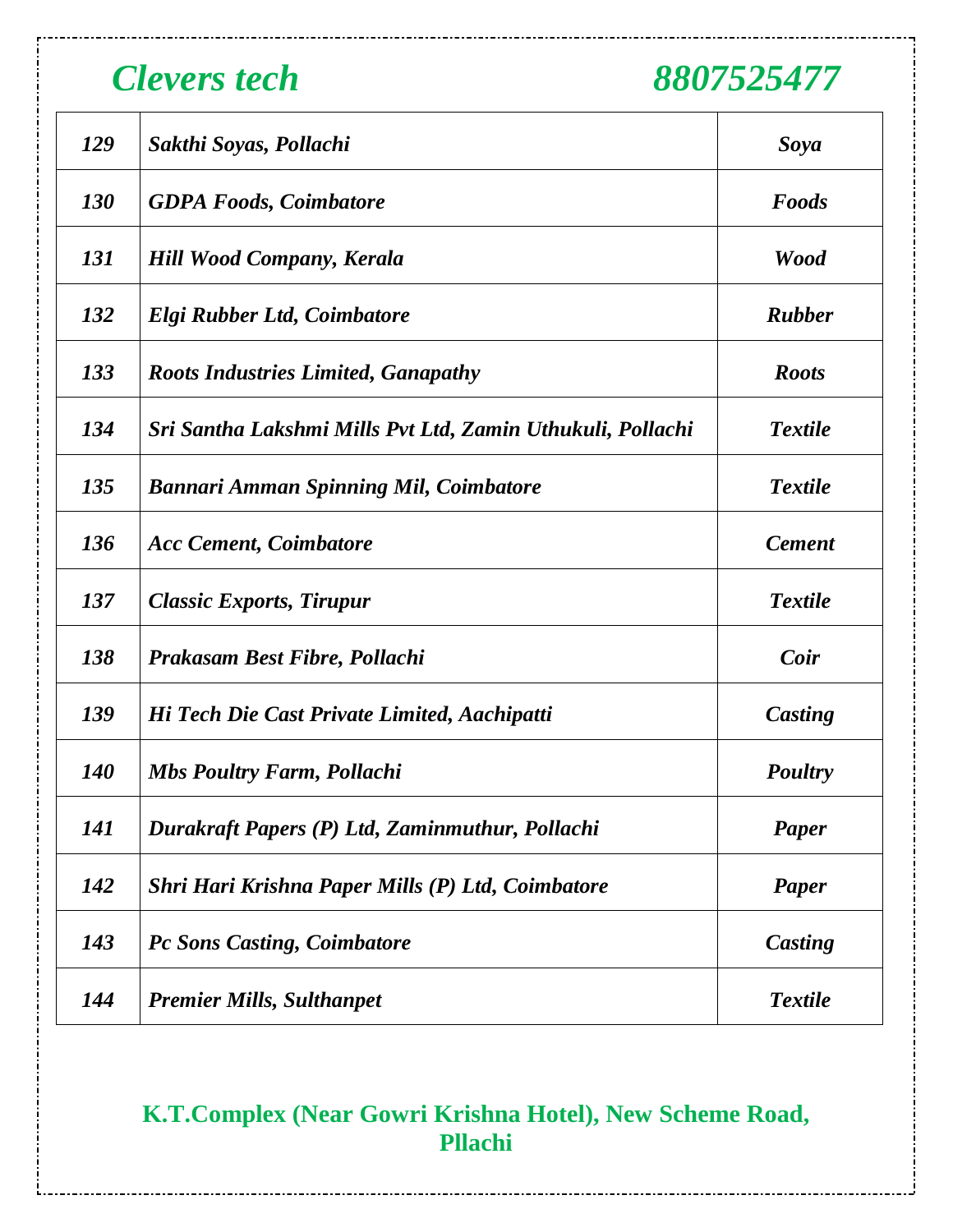| | | |
|---|---|---|
| *129* | *Sakthi Soyas, Pollachi* | *Soya* |
| *130* | *GDPA Foods, Coimbatore* | *Foods* |
| *131* | *Hill Wood Company, Kerala* | *Wood* |
| *132* | *Elgi Rubber Ltd, Coimbatore* | *Rubber* |
| *133* | *Roots Industries Limited, Ganapathy* | *Roots* |
| *134* | *Sri Santha Lakshmi Mills Pvt Ltd, Zamin Uthukuli, Pollachi* | *Textile* |
| *135* | *Bannari Amman Spinning Mil, Coimbatore* | *Textile* |
| *136* | *Acc Cement, Coimbatore* | *Cement* |
| *137* | *Classic Exports, Tirupur* | *Textile* |
| *138* | *Prakasam Best Fibre, Pollachi* | *Coir* |
| *139* | *Hi Tech Die Cast Private Limited, Aachipatti* | *Casting* |
| *140* | *Mbs Poultry Farm, Pollachi* | *Poultry* |
| *141* | *Durakraft Papers (P) Ltd, Zaminmuthur, Pollachi* | *Paper* |
| *142* | *Shri Hari Krishna Paper Mills (P) Ltd, Coimbatore* | *Paper* |
| *143* | *Pc Sons Casting, Coimbatore* | *Casting* |
| *144* | *Premier Mills, Sulthanpet* | *Textile* |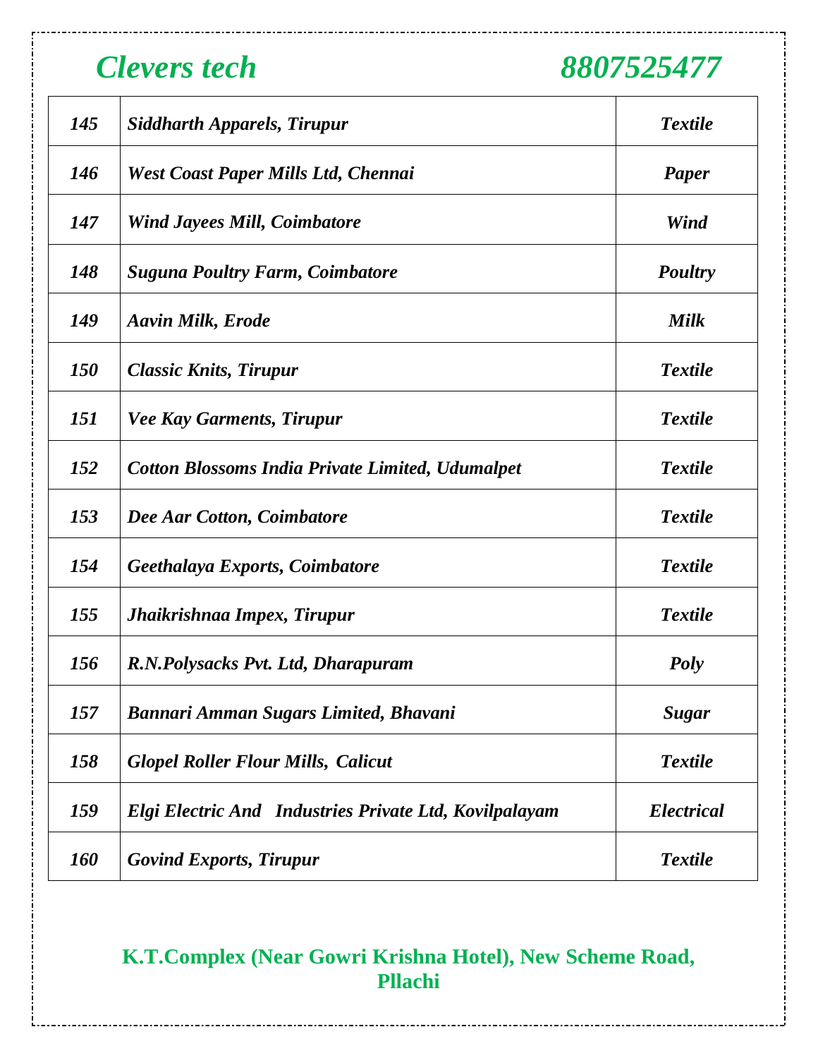*Clevers tech* *8807525477*

| | | |
|---|---|---|
| *145* | *Siddharth Apparels, Tirupur* | *Textile* |
| *146* | *West Coast Paper Mills Ltd, Chennai* | *Paper* |
| *147* | *Wind Jayees Mill, Coimbatore* | *Wind* |
| *148* | *Suguna Poultry Farm, Coimbatore* | *Poultry* |
| *149* | *Aavin Milk, Erode* | *Milk* |
| *150* | *Classic Knits, Tirupur* | *Textile* |
| *151* | *Vee Kay Garments, Tirupur* | *Textile* |
| *152* | *Cotton Blossoms India Private Limited, Udumalpet* | *Textile* |
| *153* | *Dee Aar Cotton, Coimbatore* | *Textile* |
| *154* | *Geethalaya Exports, Coimbatore* | *Textile* |
| *155* | *Jhaikrishnaa Impex, Tirupur* | *Textile* |
| *156* | *R.N.Polysacks Pvt. Ltd, Dharapuram* | *Poly* |
| *157* | *Bannari Amman Sugars Limited, Bhavani* | *Sugar* |
| *158* | *Glopel Roller Flour Mills, Calicut* | *Textile* |
| *159* | *Elgi Electric And Industries Private Ltd, Kovilpalayam* | *Electrical* |
| *160* | *Govind Exports, Tirupur* | *Textile* |

**K.T.Complex (Near Gowri Krishna Hotel), New Scheme Road, Pllachi**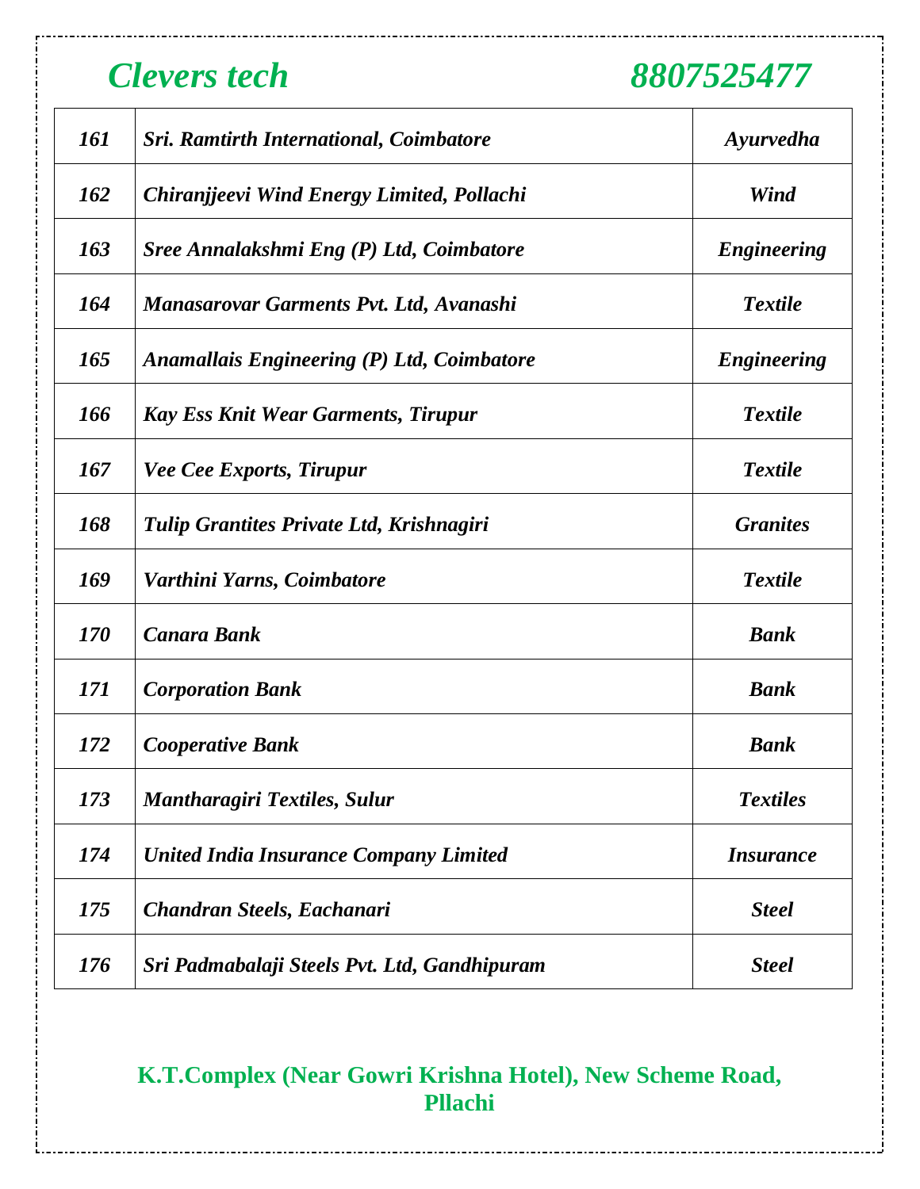***Clevers tech*** ***8807525477***

| | | |
|---|---|---|
| *161* | *Sri. Ramtirth International, Coimbatore* | *Ayurvedha* |
| *162* | *Chiranjjeevi Wind Energy Limited, Pollachi* | *Wind* |
| *163* | *Sree Annalakshmi Eng (P) Ltd, Coimbatore* | *Engineering* |
| *164* | *Manasarovar Garments Pvt. Ltd, Avanashi* | *Textile* |
| *165* | *Anamallais Engineering (P) Ltd, Coimbatore* | *Engineering* |
| *166* | *Kay Ess Knit Wear Garments, Tirupur* | *Textile* |
| *167* | *Vee Cee Exports, Tirupur* | *Textile* |
| *168* | *Tulip Grantites Private Ltd, Krishnagiri* | *Granites* |
| *169* | *Varthini Yarns, Coimbatore* | *Textile* |
| *170* | *Canara Bank* | *Bank* |
| *171* | *Corporation Bank* | *Bank* |
| *172* | *Cooperative Bank* | *Bank* |
| *173* | *Mantharagiri Textiles, Sulur* | *Textiles* |
| *174* | *United India Insurance Company Limited* | *Insurance* |
| *175* | *Chandran Steels, Eachanari* | *Steel* |
| *176* | *Sri Padmabalaji Steels Pvt. Ltd, Gandhipuram* | *Steel* |

**K.T.Complex (Near Gowri Krishna Hotel), New Scheme Road, Pllachi**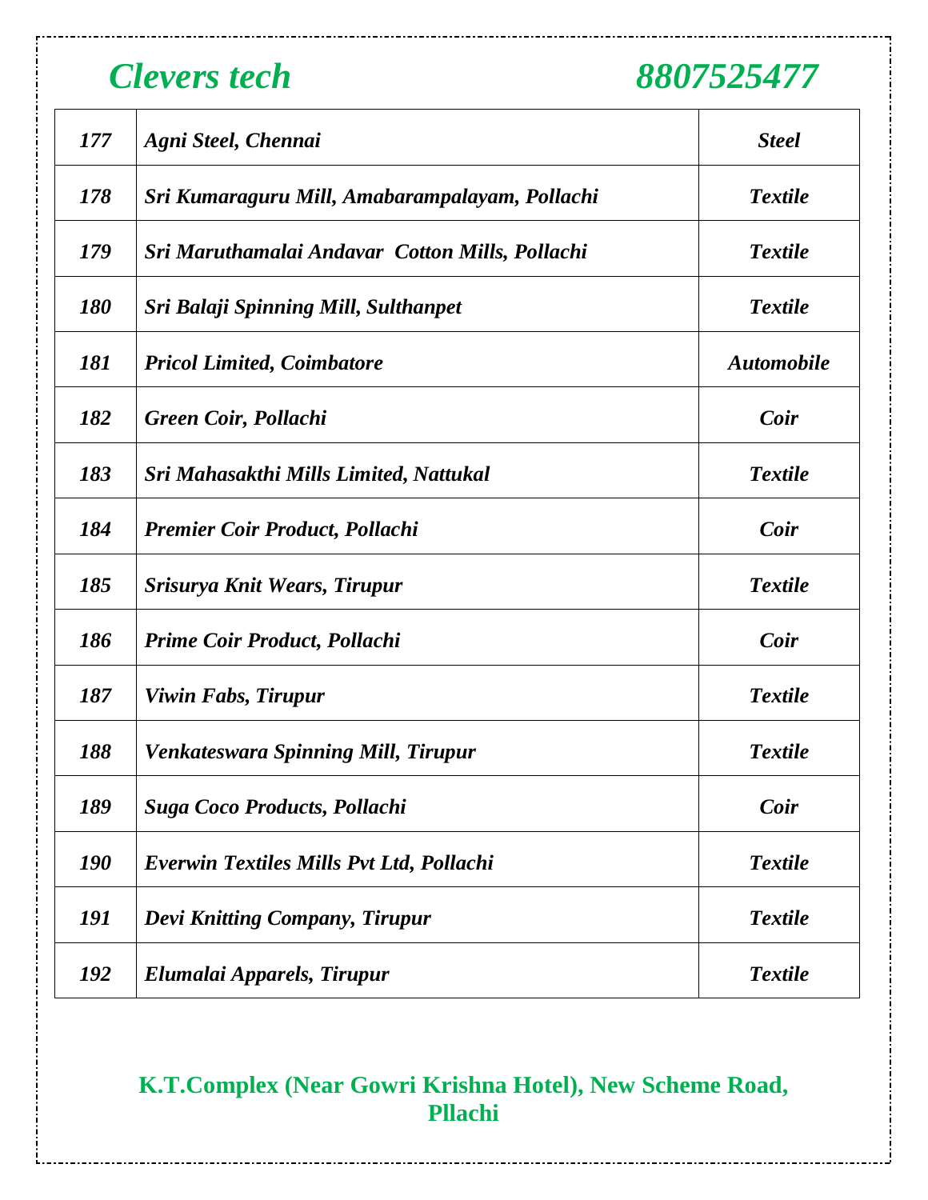*Clevers tech* *8807525477*

| | | |
|---|---|---|
| *177* | *Agni Steel, Chennai* | *Steel* |
| *178* | *Sri Kumaraguru Mill, Amabarampalayam, Pollachi* | *Textile* |
| *179* | *Sri Maruthamalai Andavar Cotton Mills, Pollachi* | *Textile* |
| *180* | *Sri Balaji Spinning Mill, Sulthanpet* | *Textile* |
| *181* | *Pricol Limited, Coimbatore* | *Automobile* |
| *182* | *Green Coir, Pollachi* | *Coir* |
| *183* | *Sri Mahasakthi Mills Limited, Nattukal* | *Textile* |
| *184* | *Premier Coir Product, Pollachi* | *Coir* |
| *185* | *Srisurya Knit Wears, Tirupur* | *Textile* |
| *186* | *Prime Coir Product, Pollachi* | *Coir* |
| *187* | *Viwin Fabs, Tirupur* | *Textile* |
| *188* | *Venkateswara Spinning Mill, Tirupur* | *Textile* |
| *189* | *Suga Coco Products, Pollachi* | *Coir* |
| *190* | *Everwin Textiles Mills Pvt Ltd, Pollachi* | *Textile* |
| *191* | *Devi Knitting Company, Tirupur* | *Textile* |
| *192* | *Elumalai Apparels, Tirupur* | *Textile* |

**K.T.Complex (Near Gowri Krishna Hotel), New Scheme Road, Pllachi**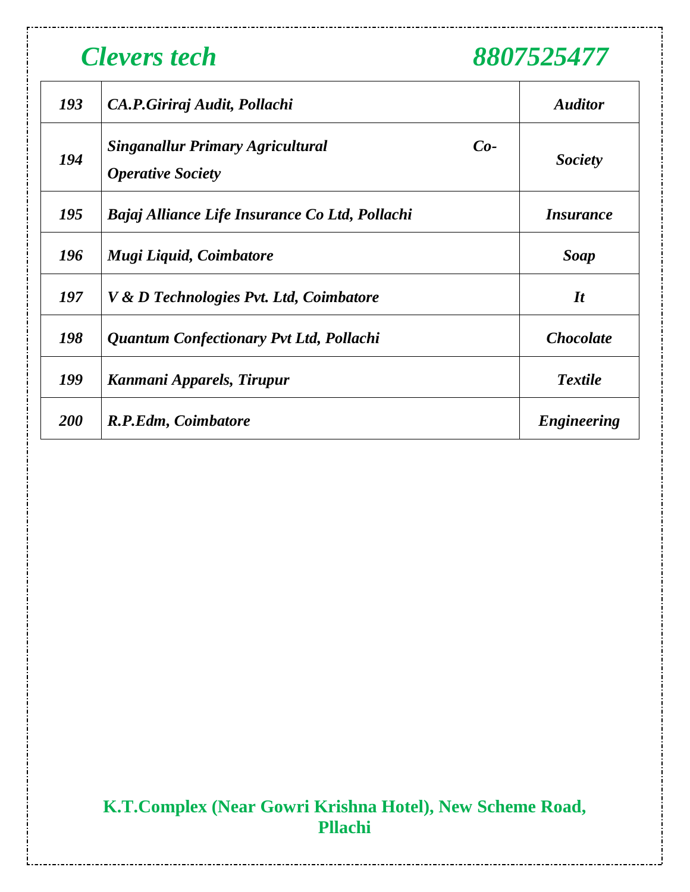| 193 | CA.P.Giriraj Audit, Pollachi | Auditor |
|---|---|---|
| 194 | Singanallur Primary Agricultural Co-Operative Society | Society |
| 195 | Bajaj Alliance Life Insurance Co Ltd, Pollachi | Insurance |
| 196 | Mugi Liquid, Coimbatore | Soap |
| 197 | V & D Technologies Pvt. Ltd, Coimbatore | It |
| 198 | Quantum Confectionary Pvt Ltd, Pollachi | Chocolate |
| 199 | Kanmani Apparels, Tirupur | Textile |
| 200 | R.P.Edm, Coimbatore | Engineering |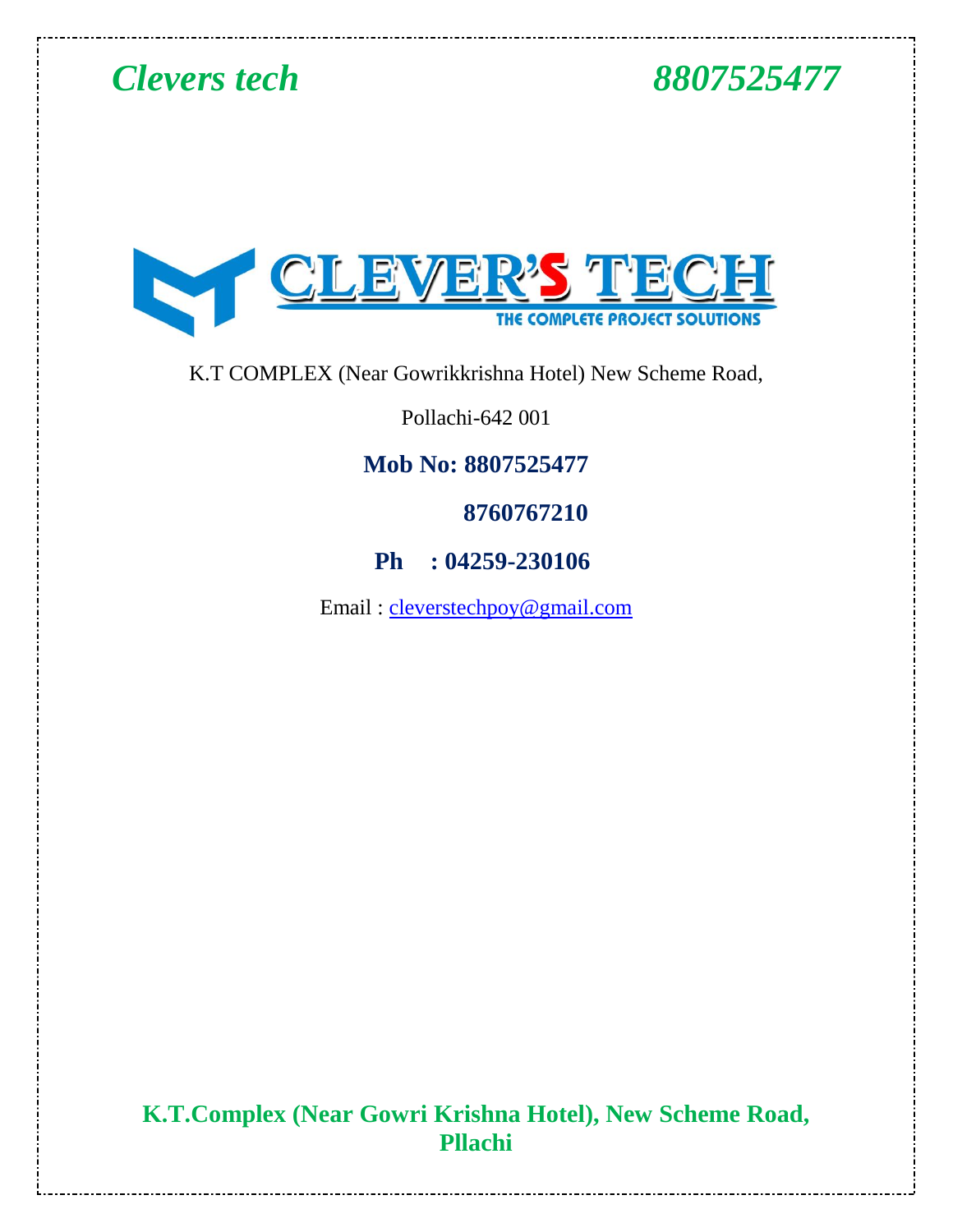# CLEVER'S TECH

THE COMPLETE PROJECT SOLUTIONS

K.T COMPLEX (Near Gowrikkrishna Hotel) New Scheme Road,

Pollachi-642 001

**Mob No: 8807525477**

**8760767210**

**Ph : 04259-230106**

Email : cleverstechpoy@gmail.com